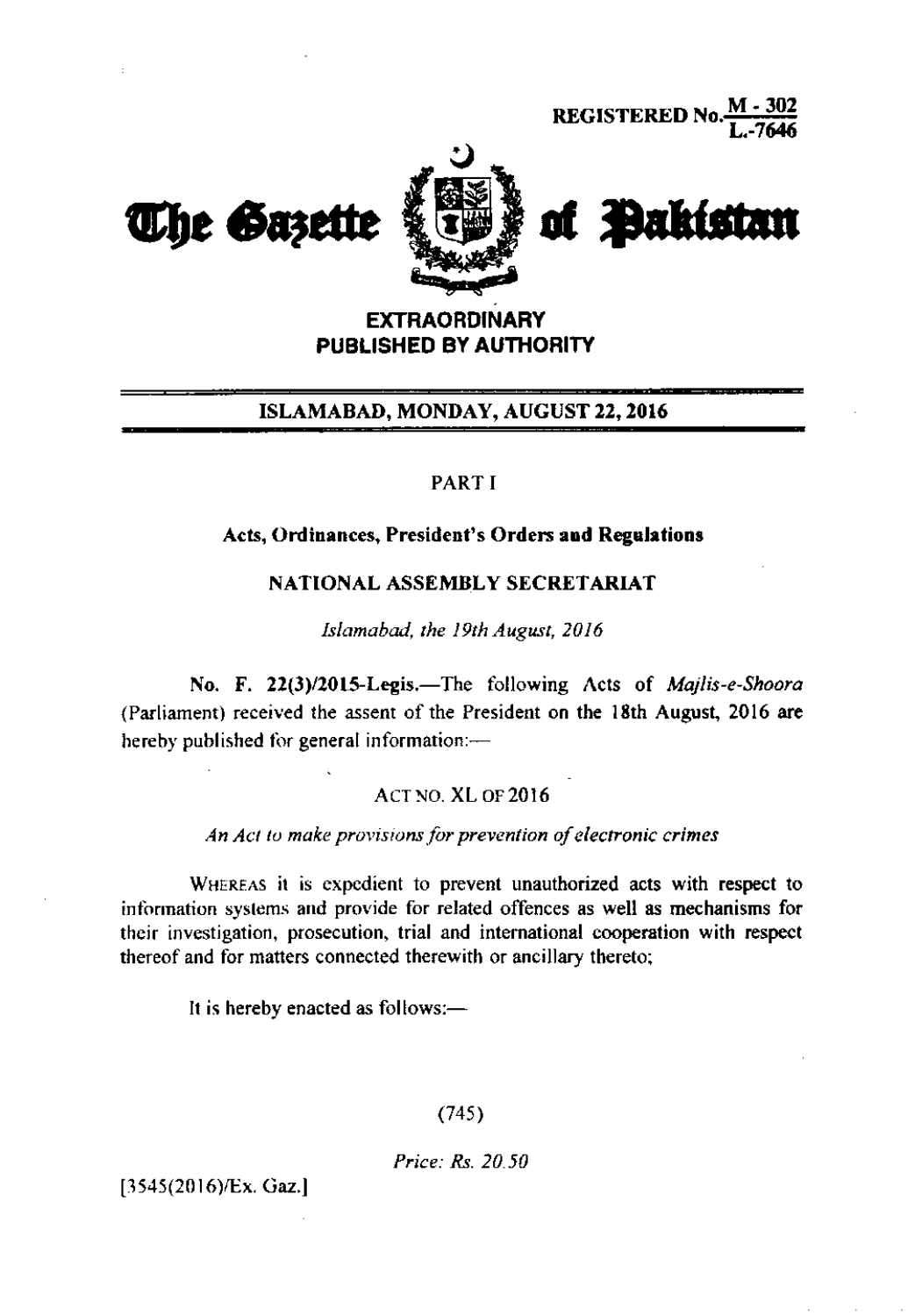REGISTERED No. M - 302 / L.-7646

# The Gazette of Pakistan

**EXTRAORDINARY**
**PUBLISHED BY AUTHORITY**

**ISLAMABAD, MONDAY, AUGUST 22, 2016**

PART I

**Acts, Ordinances, President's Orders and Regulations**

**NATIONAL ASSEMBLY SECRETARIAT**

*Islamabad, the 19th August, 2016*

**No. F. 22(3)/2015-Legis.**—The following Acts of *Majlis-e-Shoora* (Parliament) received the assent of the President on the 18th August, 2016 are hereby published for general information:—

ACT NO. XL OF 2016

*An Act to make provisions for prevention of electronic crimes*

WHEREAS it is expedient to prevent unauthorized acts with respect to information systems and provide for related offences as well as mechanisms for their investigation, prosecution, trial and international cooperation with respect thereof and for matters connected therewith or ancillary thereto;

It is hereby enacted as follows:—

(745)

*Price: Rs. 20.50*

[3545(2016)/Ex. Gaz.]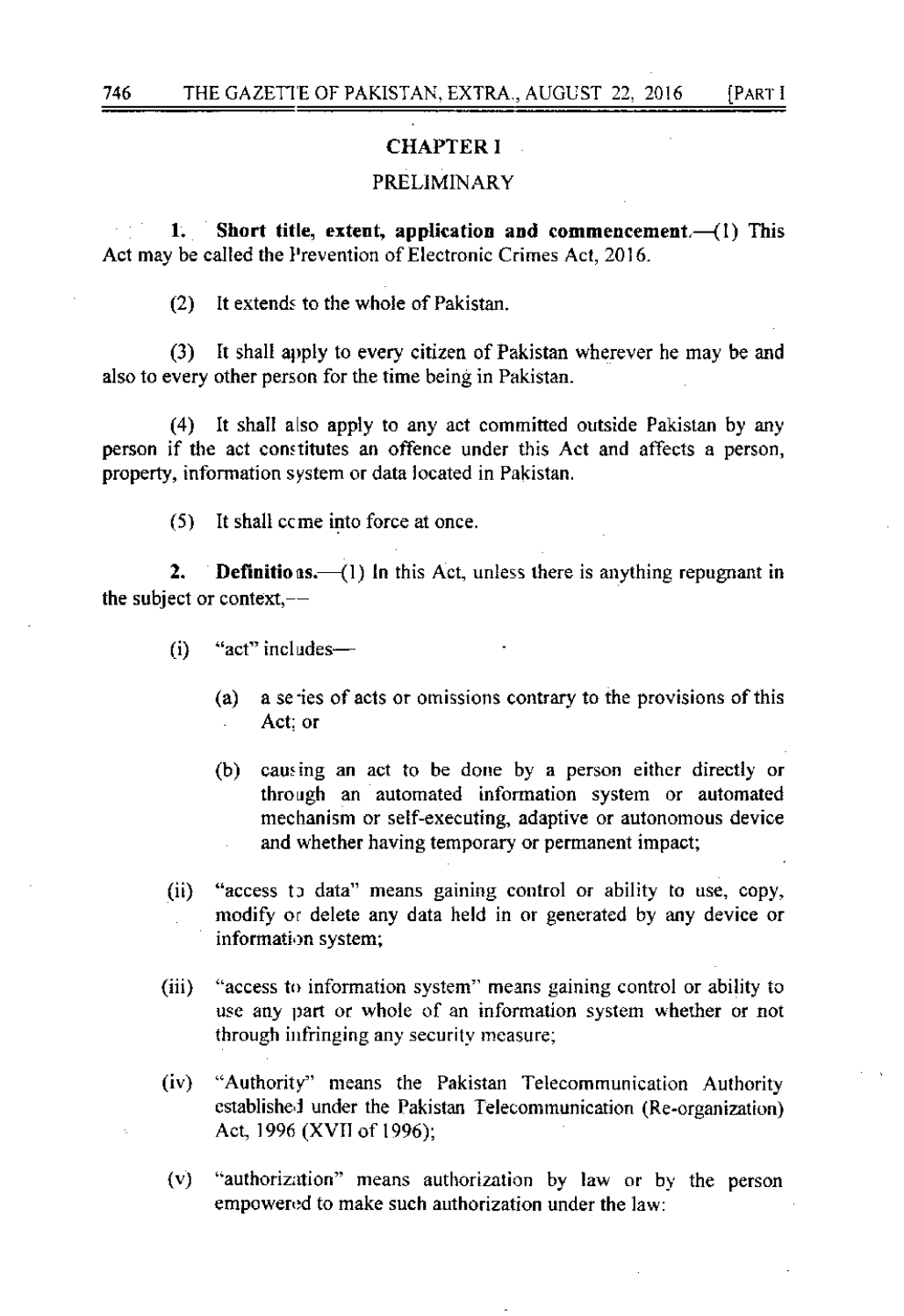## CHAPTER I

### PRELIMINARY

**1. Short title, extent, application and commencement.**—(1) This Act may be called the Prevention of Electronic Crimes Act, 2016.

(2) It extends to the whole of Pakistan.

(3) It shall apply to every citizen of Pakistan wherever he may be and also to every other person for the time being in Pakistan.

(4) It shall also apply to any act committed outside Pakistan by any person if the act constitutes an offence under this Act and affects a person, property, information system or data located in Pakistan.

(5) It shall come into force at once.

**2. Definitions.**—(1) In this Act, unless there is anything repugnant in the subject or context,—

(i) "act" includes—

(a) a series of acts or omissions contrary to the provisions of this Act; or

(b) causing an act to be done by a person either directly or through an automated information system or automated mechanism or self-executing, adaptive or autonomous device and whether having temporary or permanent impact;

(ii) "access to data" means gaining control or ability to use, copy, modify or delete any data held in or generated by any device or information system;

(iii) "access to information system" means gaining control or ability to use any part or whole of an information system whether or not through infringing any security measure;

(iv) "Authority" means the Pakistan Telecommunication Authority established under the Pakistan Telecommunication (Re-organization) Act, 1996 (XVII of 1996);

(v) "authorization" means authorization by law or by the person empowered to make such authorization under the law: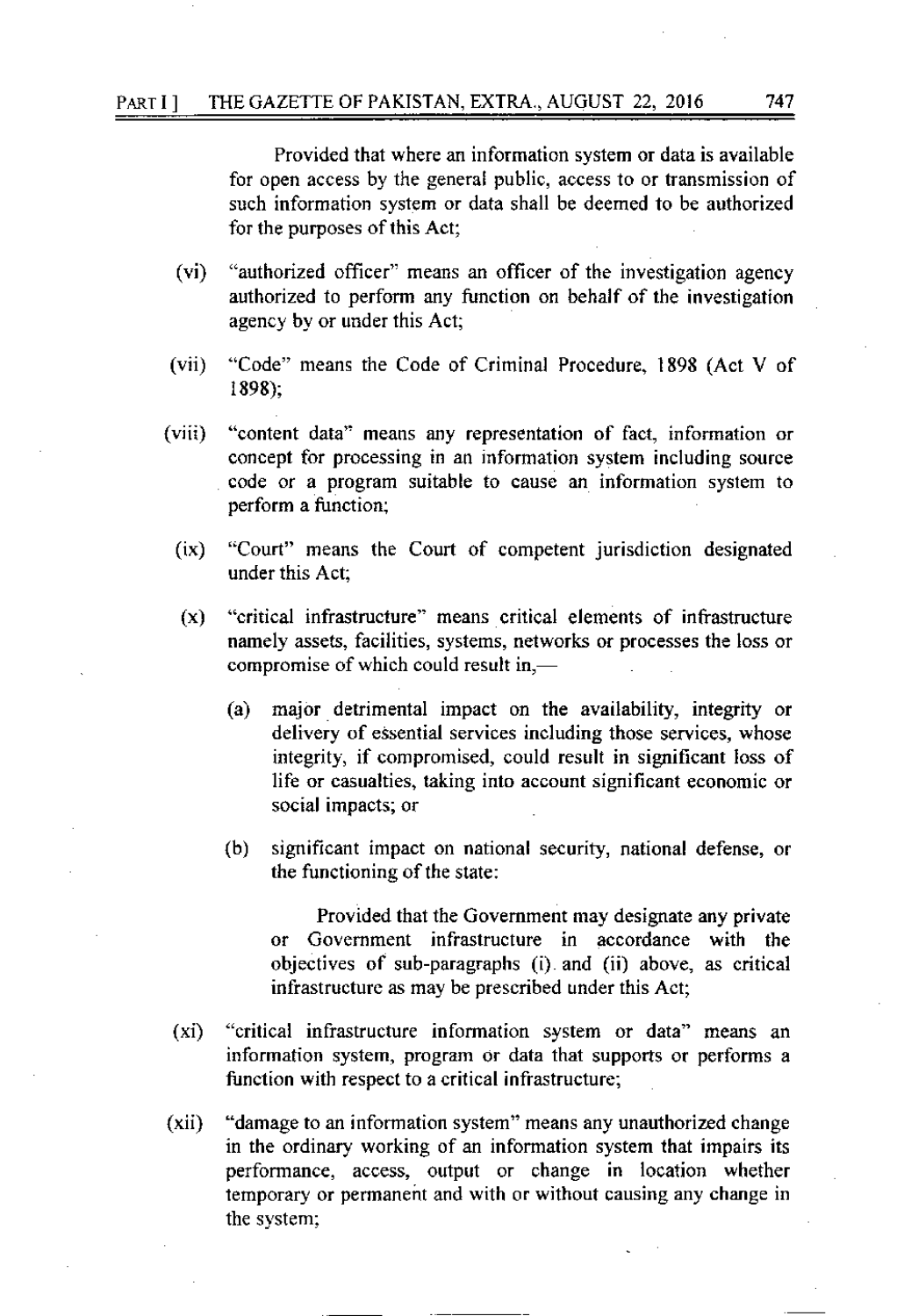Provided that where an information system or data is available for open access by the general public, access to or transmission of such information system or data shall be deemed to be authorized for the purposes of this Act;

(vi) "authorized officer" means an officer of the investigation agency authorized to perform any function on behalf of the investigation agency by or under this Act;

(vii) "Code" means the Code of Criminal Procedure, 1898 (Act V of 1898);

(viii) "content data" means any representation of fact, information or concept for processing in an information system including source code or a program suitable to cause an information system to perform a function;

(ix) "Court" means the Court of competent jurisdiction designated under this Act;

(x) "critical infrastructure" means critical elements of infrastructure namely assets, facilities, systems, networks or processes the loss or compromise of which could result in,—

(a) major detrimental impact on the availability, integrity or delivery of essential services including those services, whose integrity, if compromised, could result in significant loss of life or casualties, taking into account significant economic or social impacts; or

(b) significant impact on national security, national defense, or the functioning of the state:

Provided that the Government may designate any private or Government infrastructure in accordance with the objectives of sub-paragraphs (i) and (ii) above, as critical infrastructure as may be prescribed under this Act;

(xi) "critical infrastructure information system or data" means an information system, program or data that supports or performs a function with respect to a critical infrastructure;

(xii) "damage to an information system" means any unauthorized change in the ordinary working of an information system that impairs its performance, access, output or change in location whether temporary or permanent and with or without causing any change in the system;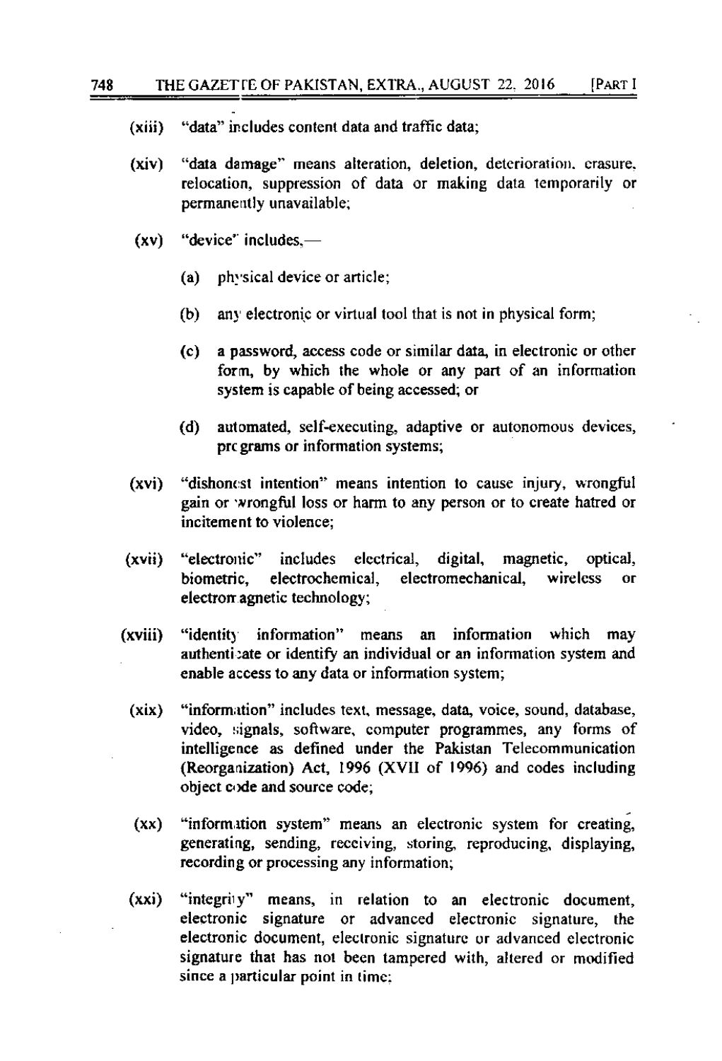(xiii) "data" includes content data and traffic data;

(xiv) "data damage" means alteration, deletion, deterioration, erasure, relocation, suppression of data or making data temporarily or permanently unavailable;

(xv) "device" includes,—

(a) physical device or article;

(b) any electronic or virtual tool that is not in physical form;

(c) a password, access code or similar data, in electronic or other form, by which the whole or any part of an information system is capable of being accessed; or

(d) automated, self-executing, adaptive or autonomous devices, programs or information systems;

(xvi) "dishonest intention" means intention to cause injury, wrongful gain or wrongful loss or harm to any person or to create hatred or incitement to violence;

(xvii) "electronic" includes electrical, digital, magnetic, optical, biometric, electrochemical, electromechanical, wireless or electromagnetic technology;

(xviii) "identity information" means an information which may authenticate or identify an individual or an information system and enable access to any data or information system;

(xix) "information" includes text, message, data, voice, sound, database, video, signals, software, computer programmes, any forms of intelligence as defined under the Pakistan Telecommunication (Reorganization) Act, 1996 (XVII of 1996) and codes including object code and source code;

(xx) "information system" means an electronic system for creating, generating, sending, receiving, storing, reproducing, displaying, recording or processing any information;

(xxi) "integrity" means, in relation to an electronic document, electronic signature or advanced electronic signature, the electronic document, electronic signature or advanced electronic signature that has not been tampered with, altered or modified since a particular point in time;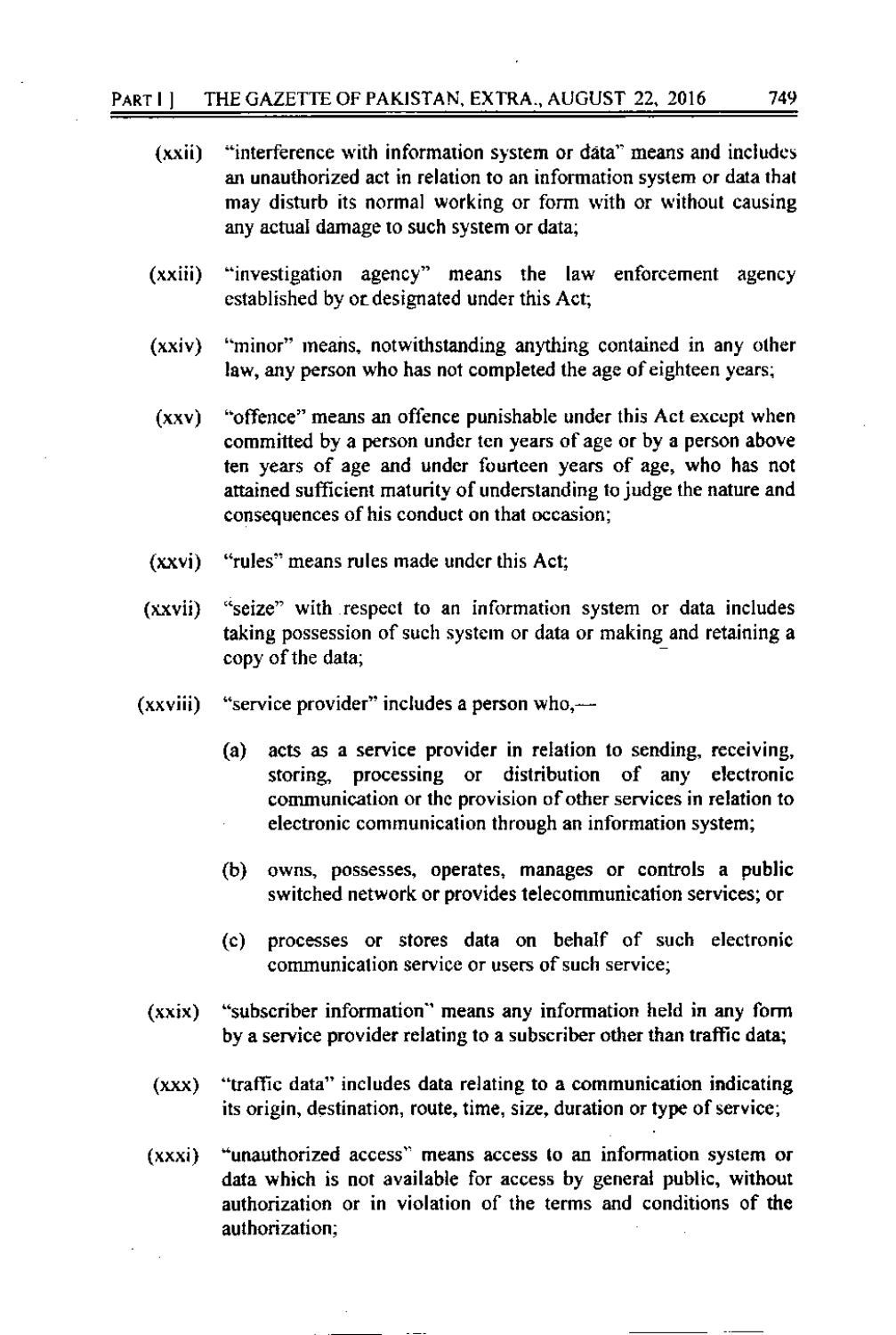(xxii) "interference with information system or data" means and includes an unauthorized act in relation to an information system or data that may disturb its normal working or form with or without causing any actual damage to such system or data;

(xxiii) "investigation agency" means the law enforcement agency established by or designated under this Act;

(xxiv) "minor" means, notwithstanding anything contained in any other law, any person who has not completed the age of eighteen years;

(xxv) "offence" means an offence punishable under this Act except when committed by a person under ten years of age or by a person above ten years of age and under fourteen years of age, who has not attained sufficient maturity of understanding to judge the nature and consequences of his conduct on that occasion;

(xxvi) "rules" means rules made under this Act;

(xxvii) "seize" with respect to an information system or data includes taking possession of such system or data or making and retaining a copy of the data;

(xxviii) "service provider" includes a person who,—

(a) acts as a service provider in relation to sending, receiving, storing, processing or distribution of any electronic communication or the provision of other services in relation to electronic communication through an information system;

(b) owns, possesses, operates, manages or controls a public switched network or provides telecommunication services; or

(c) processes or stores data on behalf of such electronic communication service or users of such service;

(xxix) "subscriber information" means any information held in any form by a service provider relating to a subscriber other than traffic data;

(xxx) "traffic data" includes data relating to a communication indicating its origin, destination, route, time, size, duration or type of service;

(xxxi) "unauthorized access" means access to an information system or data which is not available for access by general public, without authorization or in violation of the terms and conditions of the authorization;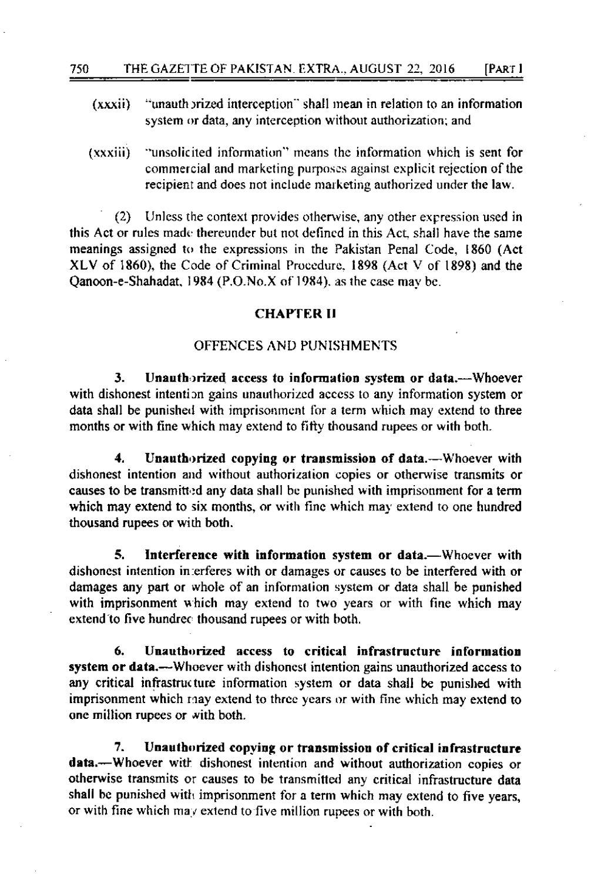(xxxii) "unauthorized interception" shall mean in relation to an information system or data, any interception without authorization; and

(xxxiii) "unsolicited information" means the information which is sent for commercial and marketing purposes against explicit rejection of the recipient and does not include marketing authorized under the law.

(2) Unless the context provides otherwise, any other expression used in this Act or rules made thereunder but not defined in this Act, shall have the same meanings assigned to the expressions in the Pakistan Penal Code, 1860 (Act XLV of 1860), the Code of Criminal Procedure, 1898 (Act V of 1898) and the Qanoon-e-Shahadat, 1984 (P.O.No.X of 1984), as the case may be.

## CHAPTER II

## OFFENCES AND PUNISHMENTS

**3. Unauthorized access to information system or data.**—Whoever with dishonest intention gains unauthorized access to any information system or data shall be punished with imprisonment for a term which may extend to three months or with fine which may extend to fifty thousand rupees or with both.

**4. Unauthorized copying or transmission of data.**—Whoever with dishonest intention and without authorization copies or otherwise transmits or causes to be transmitted any data shall be punished with imprisonment for a term which may extend to six months, or with fine which may extend to one hundred thousand rupees or with both.

**5. Interference with information system or data.**—Whoever with dishonest intention interferes with or damages or causes to be interfered with or damages any part or whole of an information system or data shall be punished with imprisonment which may extend to two years or with fine which may extend to five hundred thousand rupees or with both.

**6. Unauthorized access to critical infrastructure information system or data.**—Whoever with dishonest intention gains unauthorized access to any critical infrastructure information system or data shall be punished with imprisonment which may extend to three years or with fine which may extend to one million rupees or with both.

**7. Unauthorized copying or transmission of critical infrastructure data.**—Whoever with dishonest intention and without authorization copies or otherwise transmits or causes to be transmitted any critical infrastructure data shall be punished with imprisonment for a term which may extend to five years, or with fine which may extend to five million rupees or with both.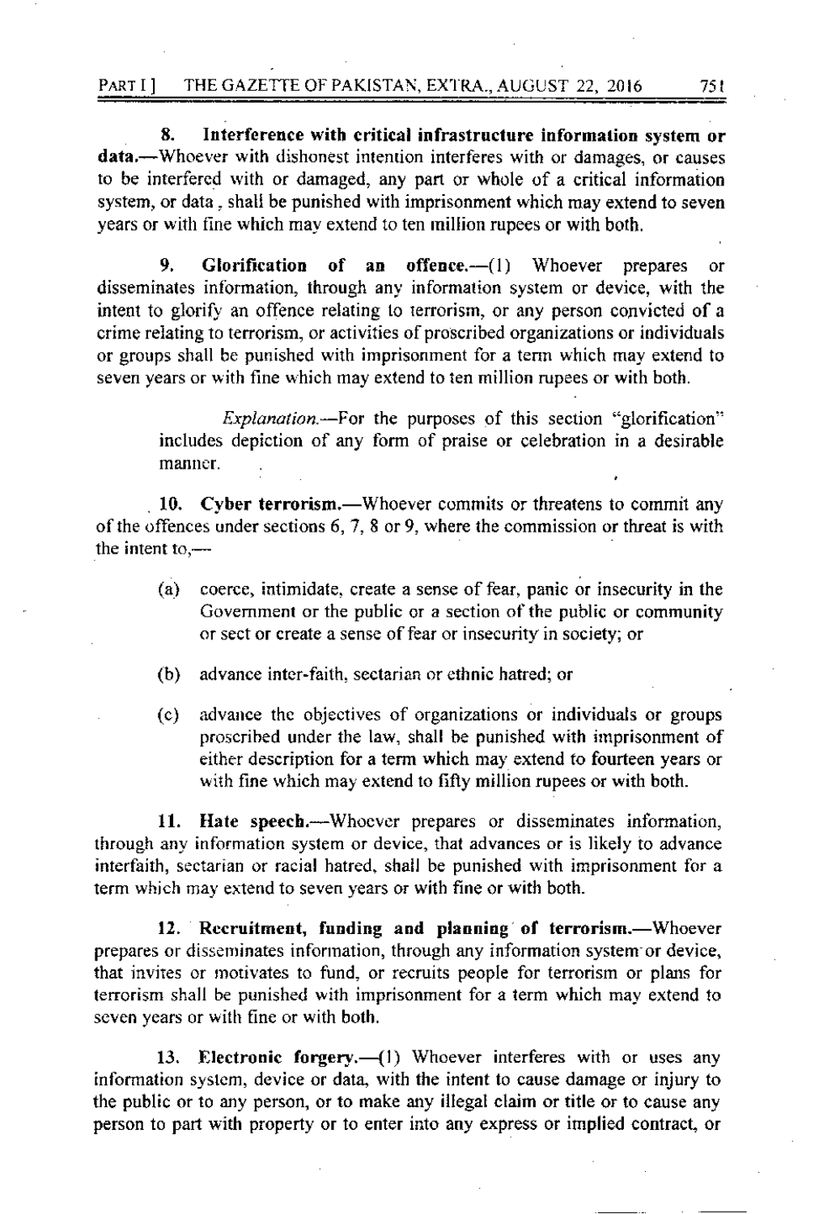**8. Interference with critical infrastructure information system or data.**—Whoever with dishonest intention interferes with or damages, or causes to be interfered with or damaged, any part or whole of a critical information system, or data , shall be punished with imprisonment which may extend to seven years or with fine which may extend to ten million rupees or with both.

**9. Glorification of an offence.**—(1) Whoever prepares or disseminates information, through any information system or device, with the intent to glorify an offence relating to terrorism, or any person convicted of a crime relating to terrorism, or activities of proscribed organizations or individuals or groups shall be punished with imprisonment for a term which may extend to seven years or with fine which may extend to ten million rupees or with both.

> *Explanation.*—For the purposes of this section "glorification" includes depiction of any form of praise or celebration in a desirable manner.

**10. Cyber terrorism.**—Whoever commits or threatens to commit any of the offences under sections 6, 7, 8 or 9, where the commission or threat is with the intent to,—

(a) coerce, intimidate, create a sense of fear, panic or insecurity in the Government or the public or a section of the public or community or sect or create a sense of fear or insecurity in society; or

(b) advance inter-faith, sectarian or ethnic hatred; or

(c) advance the objectives of organizations or individuals or groups proscribed under the law, shall be punished with imprisonment of either description for a term which may extend to fourteen years or with fine which may extend to fifty million rupees or with both.

**11. Hate speech.**—Whoever prepares or disseminates information, through any information system or device, that advances or is likely to advance interfaith, sectarian or racial hatred, shall be punished with imprisonment for a term which may extend to seven years or with fine or with both.

**12. Recruitment, funding and planning of terrorism.**—Whoever prepares or disseminates information, through any information system or device, that invites or motivates to fund, or recruits people for terrorism or plans for terrorism shall be punished with imprisonment for a term which may extend to seven years or with fine or with both.

**13. Electronic forgery.**—(1) Whoever interferes with or uses any information system, device or data, with the intent to cause damage or injury to the public or to any person, or to make any illegal claim or title or to cause any person to part with property or to enter into any express or implied contract, or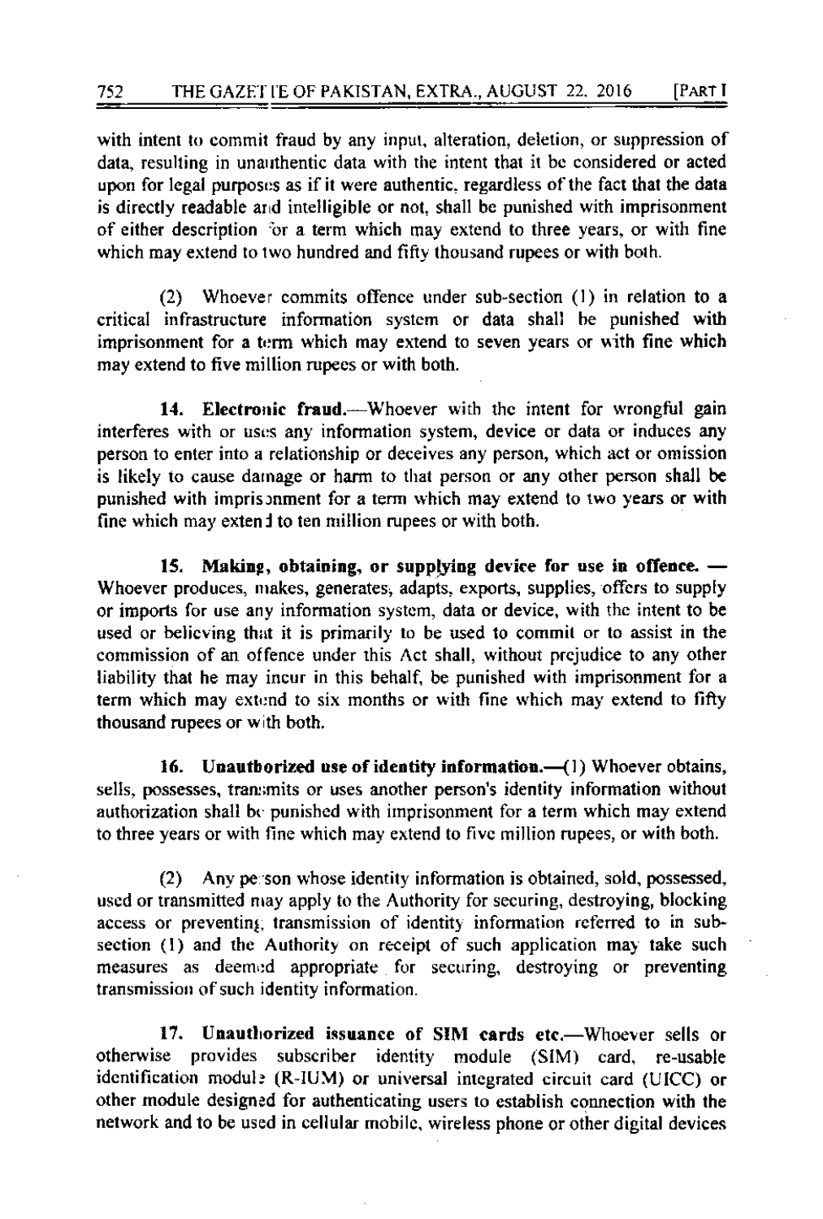with intent to commit fraud by any input, alteration, deletion, or suppression of data, resulting in unauthentic data with the intent that it be considered or acted upon for legal purposes as if it were authentic, regardless of the fact that the data is directly readable and intelligible or not, shall be punished with imprisonment of either description for a term which may extend to three years, or with fine which may extend to two hundred and fifty thousand rupees or with both.

(2) Whoever commits offence under sub-section (1) in relation to a critical infrastructure information system or data shall be punished with imprisonment for a term which may extend to seven years or with fine which may extend to five million rupees or with both.

**14. Electronic fraud.**—Whoever with the intent for wrongful gain interferes with or uses any information system, device or data or induces any person to enter into a relationship or deceives any person, which act or omission is likely to cause damage or harm to that person or any other person shall be punished with imprisonment for a term which may extend to two years or with fine which may extend to ten million rupees or with both.

**15. Making, obtaining, or supplying device for use in offence.** — Whoever produces, makes, generates, adapts, exports, supplies, offers to supply or imports for use any information system, data or device, with the intent to be used or believing that it is primarily to be used to commit or to assist in the commission of an offence under this Act shall, without prejudice to any other liability that he may incur in this behalf, be punished with imprisonment for a term which may extend to six months or with fine which may extend to fifty thousand rupees or with both.

**16. Unauthorized use of identity information.**—(1) Whoever obtains, sells, possesses, transmits or uses another person's identity information without authorization shall be punished with imprisonment for a term which may extend to three years or with fine which may extend to five million rupees, or with both.

(2) Any person whose identity information is obtained, sold, possessed, used or transmitted may apply to the Authority for securing, destroying, blocking access or preventing transmission of identity information referred to in sub-section (1) and the Authority on receipt of such application may take such measures as deemed appropriate for securing, destroying or preventing transmission of such identity information.

**17. Unauthorized issuance of SIM cards etc.**—Whoever sells or otherwise provides subscriber identity module (SIM) card, re-usable identification module (R-IUM) or universal integrated circuit card (UICC) or other module designed for authenticating users to establish connection with the network and to be used in cellular mobile, wireless phone or other digital devices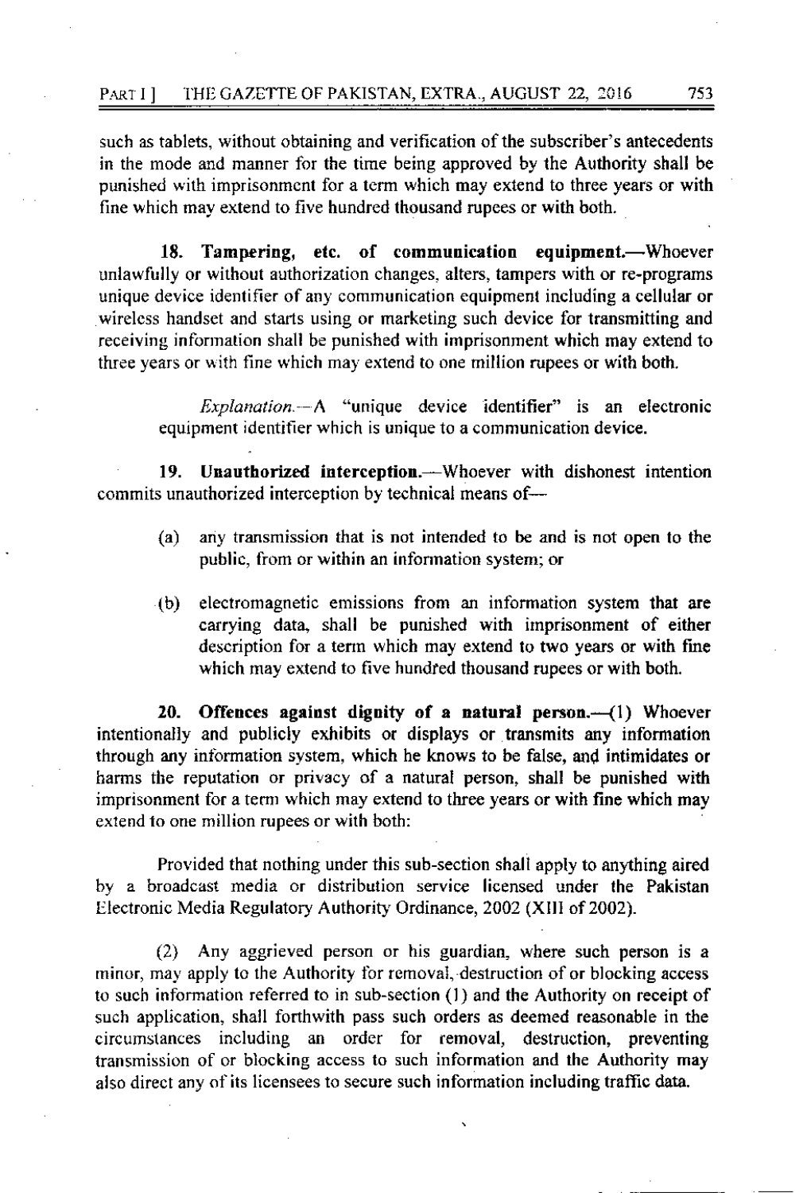such as tablets, without obtaining and verification of the subscriber's antecedents in the mode and manner for the time being approved by the Authority shall be punished with imprisonment for a term which may extend to three years or with fine which may extend to five hundred thousand rupees or with both.

**18. Tampering, etc. of communication equipment.**—Whoever unlawfully or without authorization changes, alters, tampers with or re-programs unique device identifier of any communication equipment including a cellular or wireless handset and starts using or marketing such device for transmitting and receiving information shall be punished with imprisonment which may extend to three years or with fine which may extend to one million rupees or with both.

*Explanation.*—A "unique device identifier" is an electronic equipment identifier which is unique to a communication device.

**19. Unauthorized interception.**—Whoever with dishonest intention commits unauthorized interception by technical means of—

(a) any transmission that is not intended to be and is not open to the public, from or within an information system; or

(b) electromagnetic emissions from an information system that are carrying data, shall be punished with imprisonment of either description for a term which may extend to two years or with fine which may extend to five hundred thousand rupees or with both.

**20. Offences against dignity of a natural person.**—(1) Whoever intentionally and publicly exhibits or displays or transmits any information through any information system, which he knows to be false, and intimidates or harms the reputation or privacy of a natural person, shall be punished with imprisonment for a term which may extend to three years or with fine which may extend to one million rupees or with both:

Provided that nothing under this sub-section shall apply to anything aired by a broadcast media or distribution service licensed under the Pakistan Electronic Media Regulatory Authority Ordinance, 2002 (XIII of 2002).

(2) Any aggrieved person or his guardian, where such person is a minor, may apply to the Authority for removal, destruction of or blocking access to such information referred to in sub-section (1) and the Authority on receipt of such application, shall forthwith pass such orders as deemed reasonable in the circumstances including an order for removal, destruction, preventing transmission of or blocking access to such information and the Authority may also direct any of its licensees to secure such information including traffic data.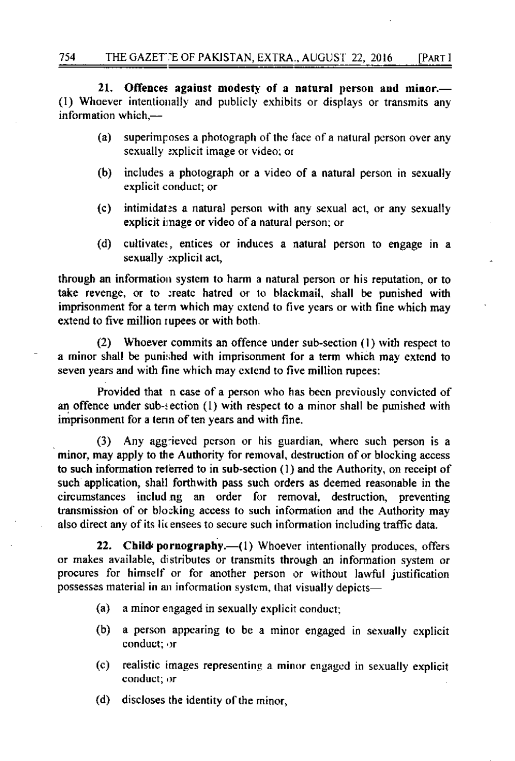**21. Offences against modesty of a natural person and minor.**—(1) Whoever intentionally and publicly exhibits or displays or transmits any information which,—

(a) superimposes a photograph of the face of a natural person over any sexually explicit image or video; or

(b) includes a photograph or a video of a natural person in sexually explicit conduct; or

(c) intimidates a natural person with any sexual act, or any sexually explicit image or video of a natural person; or

(d) cultivates, entices or induces a natural person to engage in a sexually explicit act,

through an information system to harm a natural person or his reputation, or to take revenge, or to create hatred or to blackmail, shall be punished with imprisonment for a term which may extend to five years or with fine which may extend to five million rupees or with both.

(2) Whoever commits an offence under sub-section (1) with respect to a minor shall be punished with imprisonment for a term which may extend to seven years and with fine which may extend to five million rupees:

Provided that in case of a person who has been previously convicted of an offence under sub-section (1) with respect to a minor shall be punished with imprisonment for a term of ten years and with fine.

(3) Any aggrieved person or his guardian, where such person is a minor, may apply to the Authority for removal, destruction of or blocking access to such information referred to in sub-section (1) and the Authority, on receipt of such application, shall forthwith pass such orders as deemed reasonable in the circumstances including an order for removal, destruction, preventing transmission of or blocking access to such information and the Authority may also direct any of its licensees to secure such information including traffic data.

**22. Child pornography.**—(1) Whoever intentionally produces, offers or makes available, distributes or transmits through an information system or procures for himself or for another person or without lawful justification possesses material in an information system, that visually depicts—

(a) a minor engaged in sexually explicit conduct;

(b) a person appearing to be a minor engaged in sexually explicit conduct; or

(c) realistic images representing a minor engaged in sexually explicit conduct; or

(d) discloses the identity of the minor,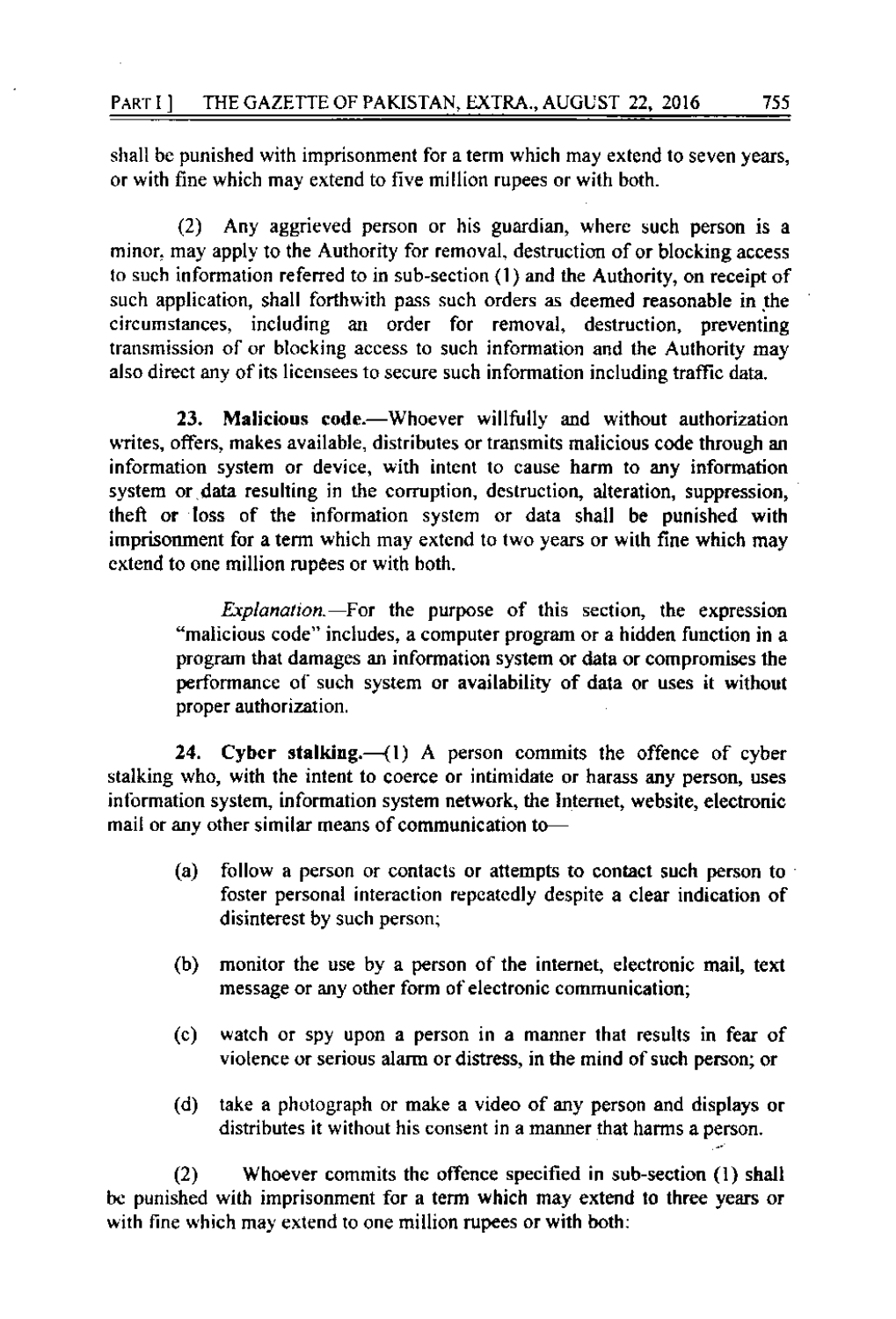shall be punished with imprisonment for a term which may extend to seven years, or with fine which may extend to five million rupees or with both.

(2) Any aggrieved person or his guardian, where such person is a minor, may apply to the Authority for removal, destruction of or blocking access to such information referred to in sub-section (1) and the Authority, on receipt of such application, shall forthwith pass such orders as deemed reasonable in the circumstances, including an order for removal, destruction, preventing transmission of or blocking access to such information and the Authority may also direct any of its licensees to secure such information including traffic data.

**23. Malicious code.**—Whoever willfully and without authorization writes, offers, makes available, distributes or transmits malicious code through an information system or device, with intent to cause harm to any information system or data resulting in the corruption, destruction, alteration, suppression, theft or loss of the information system or data shall be punished with imprisonment for a term which may extend to two years or with fine which may extend to one million rupees or with both.

> *Explanation.*—For the purpose of this section, the expression "malicious code" includes, a computer program or a hidden function in a program that damages an information system or data or compromises the performance of such system or availability of data or uses it without proper authorization.

**24. Cyber stalking.**—(1) A person commits the offence of cyber stalking who, with the intent to coerce or intimidate or harass any person, uses information system, information system network, the Internet, website, electronic mail or any other similar means of communication to—

(a) follow a person or contacts or attempts to contact such person to foster personal interaction repeatedly despite a clear indication of disinterest by such person;

(b) monitor the use by a person of the internet, electronic mail, text message or any other form of electronic communication;

(c) watch or spy upon a person in a manner that results in fear of violence or serious alarm or distress, in the mind of such person; or

(d) take a photograph or make a video of any person and displays or distributes it without his consent in a manner that harms a person.

(2) Whoever commits the offence specified in sub-section (1) shall be punished with imprisonment for a term which may extend to three years or with fine which may extend to one million rupees or with both: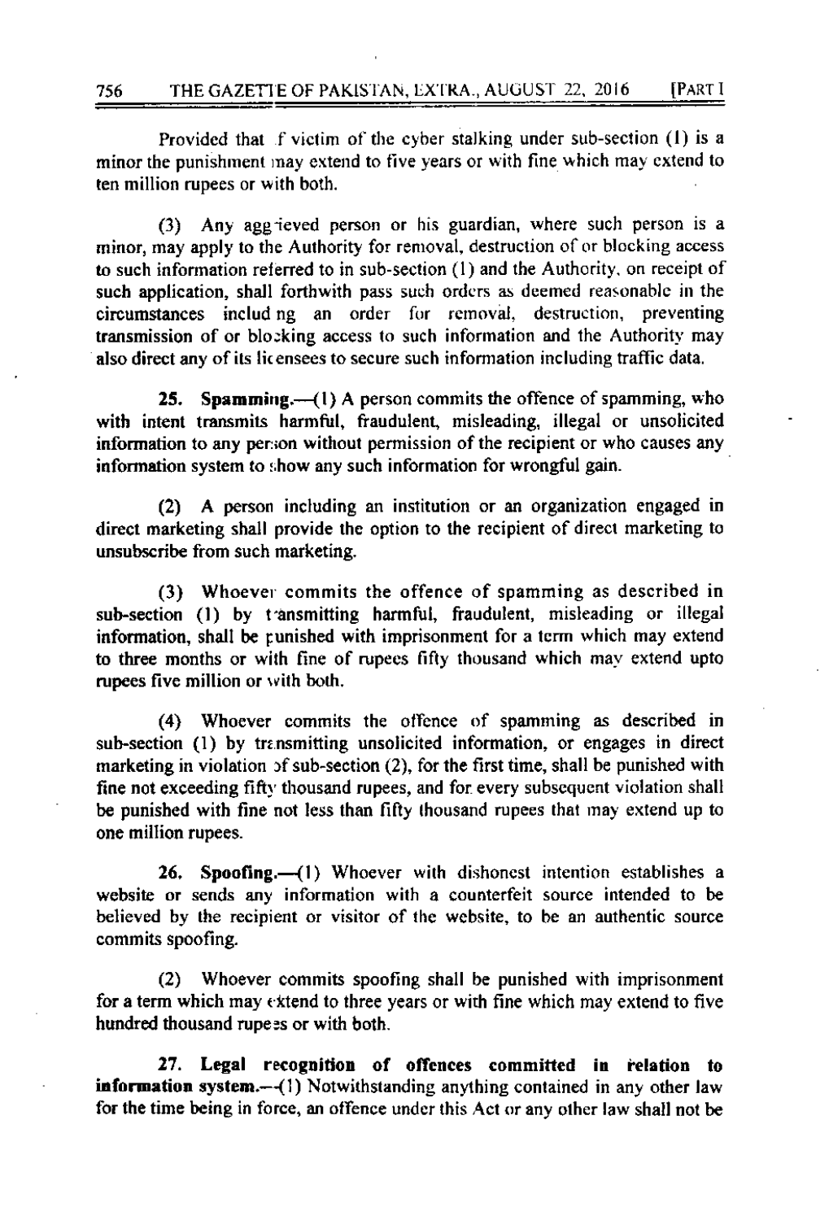Provided that if victim of the cyber stalking under sub-section (1) is a minor the punishment may extend to five years or with fine which may extend to ten million rupees or with both.

(3) Any aggrieved person or his guardian, where such person is a minor, may apply to the Authority for removal, destruction of or blocking access to such information referred to in sub-section (1) and the Authority, on receipt of such application, shall forthwith pass such orders as deemed reasonable in the circumstances including an order for removal, destruction, preventing transmission of or blocking access to such information and the Authority may also direct any of its licensees to secure such information including traffic data.

**25. Spamming.**—(1) A person commits the offence of spamming, who with intent transmits harmful, fraudulent, misleading, illegal or unsolicited information to any person without permission of the recipient or who causes any information system to show any such information for wrongful gain.

(2) A person including an institution or an organization engaged in direct marketing shall provide the option to the recipient of direct marketing to unsubscribe from such marketing.

(3) Whoever commits the offence of spamming as described in sub-section (1) by transmitting harmful, fraudulent, misleading or illegal information, shall be punished with imprisonment for a term which may extend to three months or with fine of rupees fifty thousand which may extend upto rupees five million or with both.

(4) Whoever commits the offence of spamming as described in sub-section (1) by transmitting unsolicited information, or engages in direct marketing in violation of sub-section (2), for the first time, shall be punished with fine not exceeding fifty thousand rupees, and for every subsequent violation shall be punished with fine not less than fifty thousand rupees that may extend up to one million rupees.

**26. Spoofing.**—(1) Whoever with dishonest intention establishes a website or sends any information with a counterfeit source intended to be believed by the recipient or visitor of the website, to be an authentic source commits spoofing.

(2) Whoever commits spoofing shall be punished with imprisonment for a term which may extend to three years or with fine which may extend to five hundred thousand rupees or with both.

**27. Legal recognition of offences committed in relation to information system.**—(1) Notwithstanding anything contained in any other law for the time being in force, an offence under this Act or any other law shall not be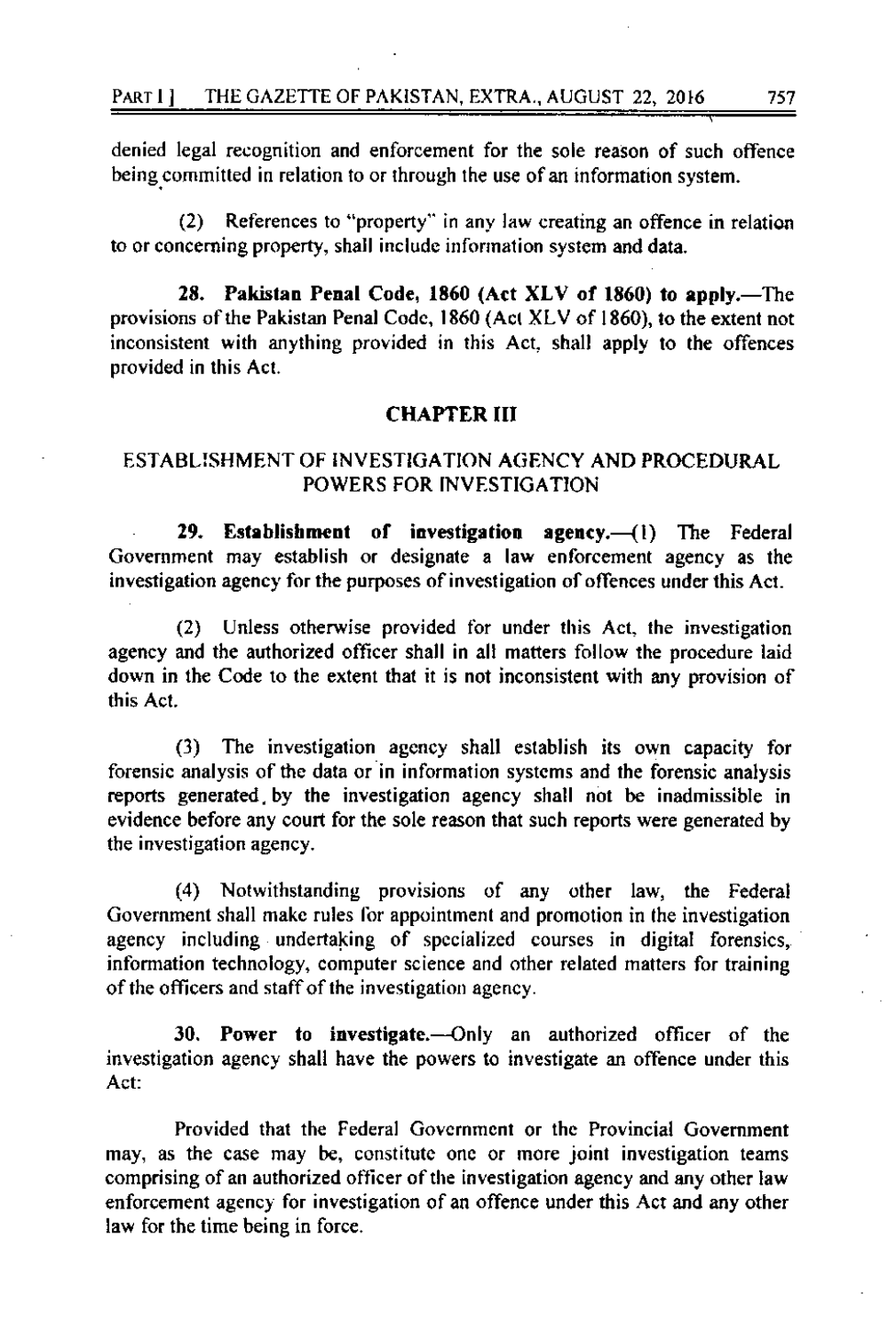denied legal recognition and enforcement for the sole reason of such offence being committed in relation to or through the use of an information system.

(2) References to "property" in any law creating an offence in relation to or concerning property, shall include information system and data.

**28. Pakistan Penal Code, 1860 (Act XLV of 1860) to apply.**—The provisions of the Pakistan Penal Code, 1860 (Act XLV of 1860), to the extent not inconsistent with anything provided in this Act, shall apply to the offences provided in this Act.

## CHAPTER III

## ESTABLISHMENT OF INVESTIGATION AGENCY AND PROCEDURAL POWERS FOR INVESTIGATION

**29. Establishment of investigation agency.**—(1) The Federal Government may establish or designate a law enforcement agency as the investigation agency for the purposes of investigation of offences under this Act.

(2) Unless otherwise provided for under this Act, the investigation agency and the authorized officer shall in all matters follow the procedure laid down in the Code to the extent that it is not inconsistent with any provision of this Act.

(3) The investigation agency shall establish its own capacity for forensic analysis of the data or in information systems and the forensic analysis reports generated by the investigation agency shall not be inadmissible in evidence before any court for the sole reason that such reports were generated by the investigation agency.

(4) Notwithstanding provisions of any other law, the Federal Government shall make rules for appointment and promotion in the investigation agency including undertaking of specialized courses in digital forensics, information technology, computer science and other related matters for training of the officers and staff of the investigation agency.

**30. Power to investigate.**—Only an authorized officer of the investigation agency shall have the powers to investigate an offence under this Act:

Provided that the Federal Government or the Provincial Government may, as the case may be, constitute one or more joint investigation teams comprising of an authorized officer of the investigation agency and any other law enforcement agency for investigation of an offence under this Act and any other law for the time being in force.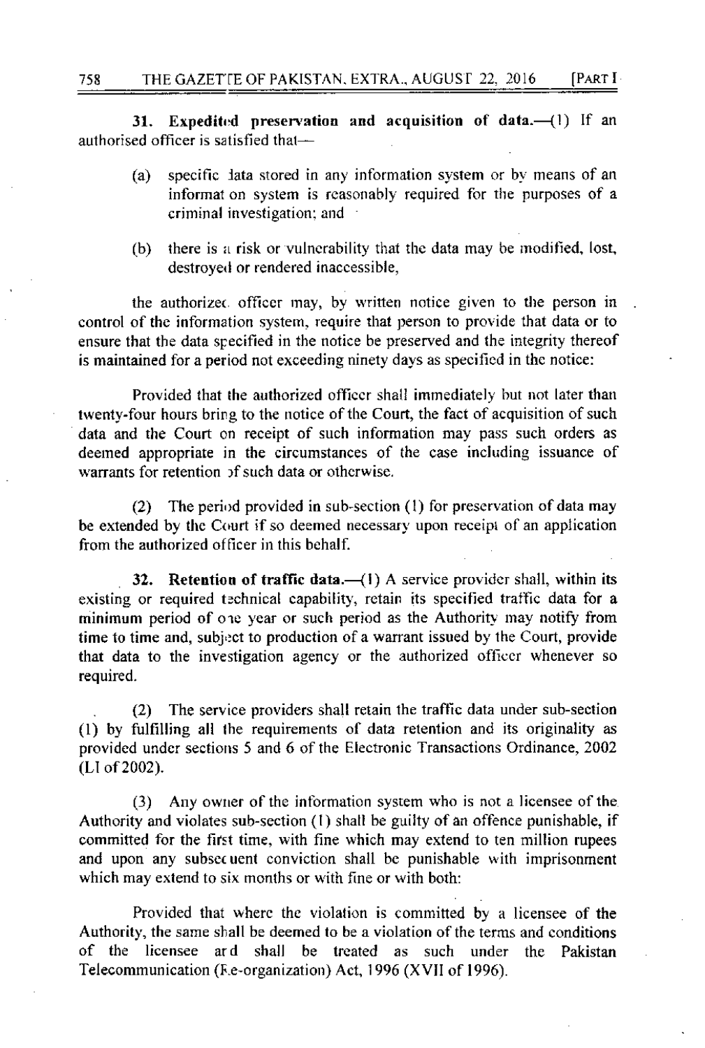**31. Expedited preservation and acquisition of data.**—(1) If an authorised officer is satisfied that—

(a) specific data stored in any information system or by means of an information system is reasonably required for the purposes of a criminal investigation; and

(b) there is a risk or vulnerability that the data may be modified, lost, destroyed or rendered inaccessible,

the authorized officer may, by written notice given to the person in control of the information system, require that person to provide that data or to ensure that the data specified in the notice be preserved and the integrity thereof is maintained for a period not exceeding ninety days as specified in the notice:

Provided that the authorized officer shall immediately but not later than twenty-four hours bring to the notice of the Court, the fact of acquisition of such data and the Court on receipt of such information may pass such orders as deemed appropriate in the circumstances of the case including issuance of warrants for retention of such data or otherwise.

(2) The period provided in sub-section (1) for preservation of data may be extended by the Court if so deemed necessary upon receipt of an application from the authorized officer in this behalf.

**32. Retention of traffic data.**—(1) A service provider shall, within its existing or required technical capability, retain its specified traffic data for a minimum period of one year or such period as the Authority may notify from time to time and, subject to production of a warrant issued by the Court, provide that data to the investigation agency or the authorized officer whenever so required.

(2) The service providers shall retain the traffic data under sub-section (1) by fulfilling all the requirements of data retention and its originality as provided under sections 5 and 6 of the Electronic Transactions Ordinance, 2002 (LI of 2002).

(3) Any owner of the information system who is not a licensee of the Authority and violates sub-section (1) shall be guilty of an offence punishable, if committed for the first time, with fine which may extend to ten million rupees and upon any subsequent conviction shall be punishable with imprisonment which may extend to six months or with fine or with both:

Provided that where the violation is committed by a licensee of the Authority, the same shall be deemed to be a violation of the terms and conditions of the licensee and shall be treated as such under the Pakistan Telecommunication (Re-organization) Act, 1996 (XVII of 1996).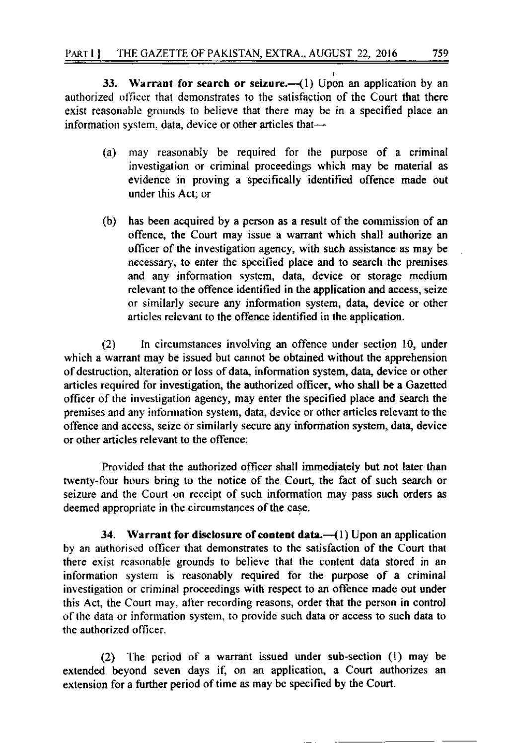**33. Warrant for search or seizure.**—(1) Upon an application by an authorized officer that demonstrates to the satisfaction of the Court that there exist reasonable grounds to believe that there may be in a specified place an information system, data, device or other articles that—

(a) may reasonably be required for the purpose of a criminal investigation or criminal proceedings which may be material as evidence in proving a specifically identified offence made out under this Act; or

(b) has been acquired by a person as a result of the commission of an offence, the Court may issue a warrant which shall authorize an officer of the investigation agency, with such assistance as may be necessary, to enter the specified place and to search the premises and any information system, data, device or storage medium relevant to the offence identified in the application and access, seize or similarly secure any information system, data, device or other articles relevant to the offence identified in the application.

(2) In circumstances involving an offence under section 10, under which a warrant may be issued but cannot be obtained without the apprehension of destruction, alteration or loss of data, information system, data, device or other articles required for investigation, the authorized officer, who shall be a Gazetted officer of the investigation agency, may enter the specified place and search the premises and any information system, data, device or other articles relevant to the offence and access, seize or similarly secure any information system, data, device or other articles relevant to the offence:

Provided that the authorized officer shall immediately but not later than twenty-four hours bring to the notice of the Court, the fact of such search or seizure and the Court on receipt of such information may pass such orders as deemed appropriate in the circumstances of the case.

**34. Warrant for disclosure of content data.**—(1) Upon an application by an authorised officer that demonstrates to the satisfaction of the Court that there exist reasonable grounds to believe that the content data stored in an information system is reasonably required for the purpose of a criminal investigation or criminal proceedings with respect to an offence made out under this Act, the Court may, after recording reasons, order that the person in control of the data or information system, to provide such data or access to such data to the authorized officer.

(2) The period of a warrant issued under sub-section (1) may be extended beyond seven days if, on an application, a Court authorizes an extension for a further period of time as may be specified by the Court.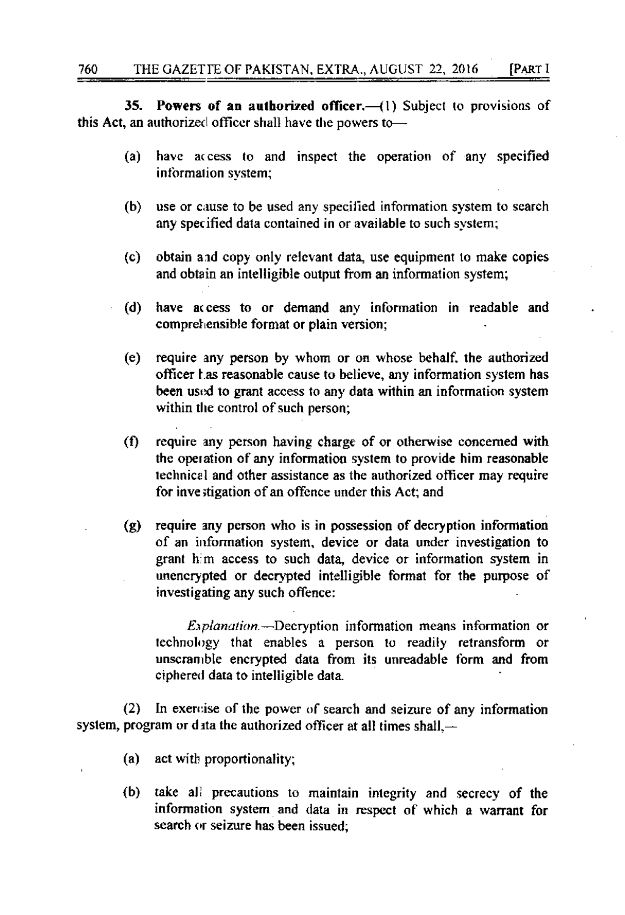**35. Powers of an authorized officer.**—(1) Subject to provisions of this Act, an authorized officer shall have the powers to—

(a) have access to and inspect the operation of any specified information system;

(b) use or cause to be used any specified information system to search any specified data contained in or available to such system;

(c) obtain and copy only relevant data, use equipment to make copies and obtain an intelligible output from an information system;

(d) have access to or demand any information in readable and comprehensible format or plain version;

(e) require any person by whom or on whose behalf, the authorized officer has reasonable cause to believe, any information system has been used to grant access to any data within an information system within the control of such person;

(f) require any person having charge of or otherwise concerned with the operation of any information system to provide him reasonable technical and other assistance as the authorized officer may require for investigation of an offence under this Act; and

(g) require any person who is in possession of decryption information of an information system, device or data under investigation to grant him access to such data, device or information system in unencrypted or decrypted intelligible format for the purpose of investigating any such offence:

*Explanation.*—Decryption information means information or technology that enables a person to readily retransform or unscramble encrypted data from its unreadable form and from ciphered data to intelligible data.

(2) In exercise of the power of search and seizure of any information system, program or data the authorized officer at all times shall,—

(a) act with proportionality;

(b) take all precautions to maintain integrity and secrecy of the information system and data in respect of which a warrant for search or seizure has been issued;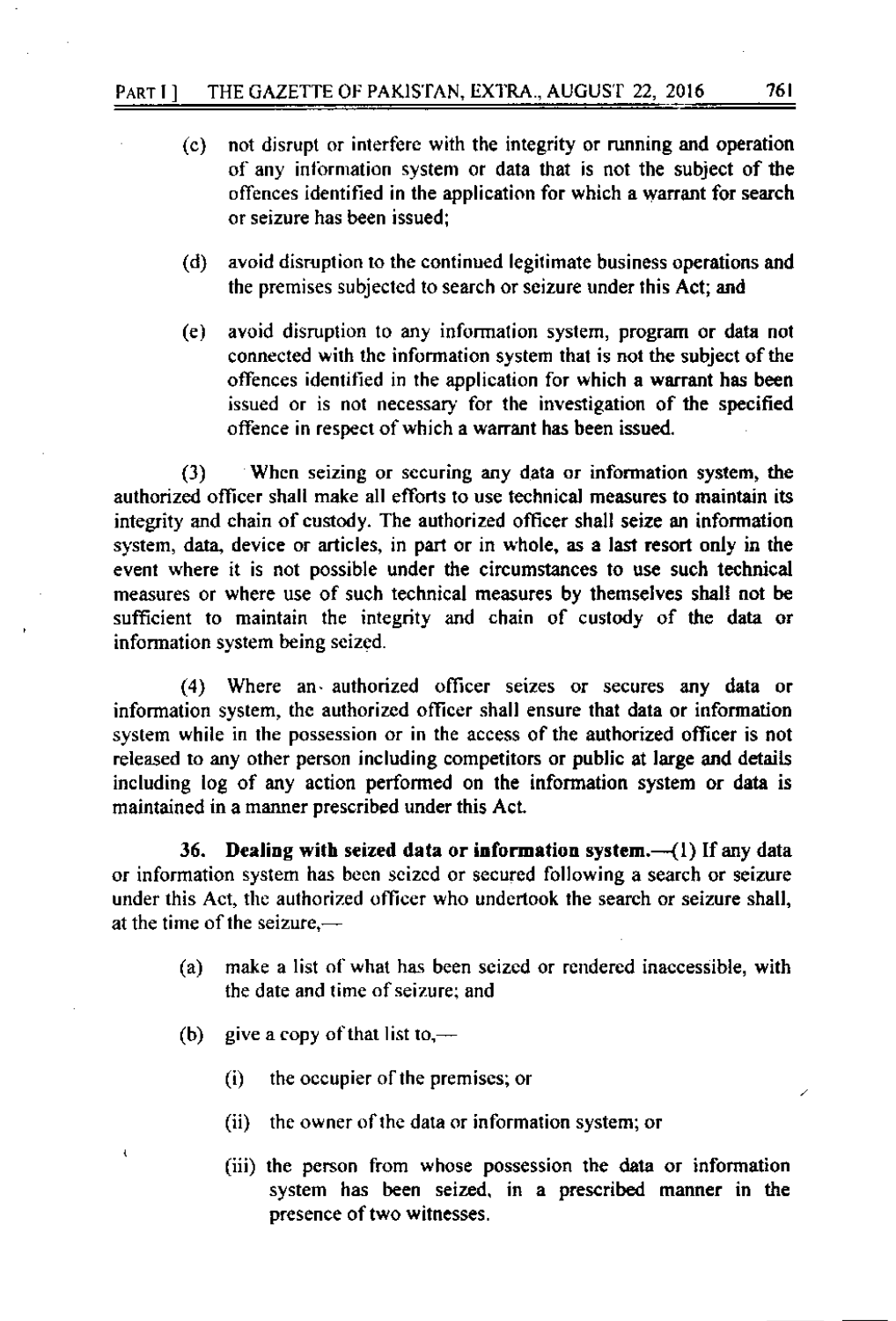(c) not disrupt or interfere with the integrity or running and operation of any information system or data that is not the subject of the offences identified in the application for which a warrant for search or seizure has been issued;

(d) avoid disruption to the continued legitimate business operations and the premises subjected to search or seizure under this Act; and

(e) avoid disruption to any information system, program or data not connected with the information system that is not the subject of the offences identified in the application for which a warrant has been issued or is not necessary for the investigation of the specified offence in respect of which a warrant has been issued.

(3) When seizing or securing any data or information system, the authorized officer shall make all efforts to use technical measures to maintain its integrity and chain of custody. The authorized officer shall seize an information system, data, device or articles, in part or in whole, as a last resort only in the event where it is not possible under the circumstances to use such technical measures or where use of such technical measures by themselves shall not be sufficient to maintain the integrity and chain of custody of the data or information system being seized.

(4) Where an authorized officer seizes or secures any data or information system, the authorized officer shall ensure that data or information system while in the possession or in the access of the authorized officer is not released to any other person including competitors or public at large and details including log of any action performed on the information system or data is maintained in a manner prescribed under this Act.

**36. Dealing with seized data or information system.**—(1) If any data or information system has been seized or secured following a search or seizure under this Act, the authorized officer who undertook the search or seizure shall, at the time of the seizure,—

(a) make a list of what has been seized or rendered inaccessible, with the date and time of seizure; and

(b) give a copy of that list to,—

(i) the occupier of the premises; or

(ii) the owner of the data or information system; or

(iii) the person from whose possession the data or information system has been seized, in a prescribed manner in the presence of two witnesses.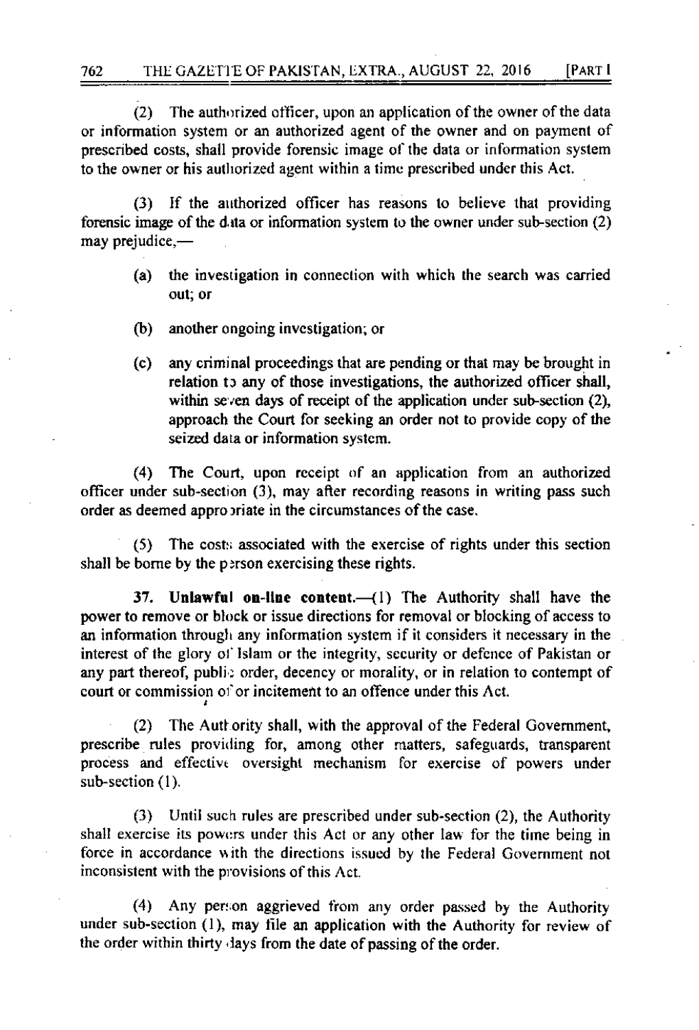(2) The authorized officer, upon an application of the owner of the data or information system or an authorized agent of the owner and on payment of prescribed costs, shall provide forensic image of the data or information system to the owner or his authorized agent within a time prescribed under this Act.

(3) If the authorized officer has reasons to believe that providing forensic image of the data or information system to the owner under sub-section (2) may prejudice,—

(a) the investigation in connection with which the search was carried out; or

(b) another ongoing investigation; or

(c) any criminal proceedings that are pending or that may be brought in relation to any of those investigations, the authorized officer shall, within seven days of receipt of the application under sub-section (2), approach the Court for seeking an order not to provide copy of the seized data or information system.

(4) The Court, upon receipt of an application from an authorized officer under sub-section (3), may after recording reasons in writing pass such order as deemed appropriate in the circumstances of the case.

(5) The costs associated with the exercise of rights under this section shall be borne by the person exercising these rights.

**37. Unlawful on-line content.**—(1) The Authority shall have the power to remove or block or issue directions for removal or blocking of access to an information through any information system if it considers it necessary in the interest of the glory of Islam or the integrity, security or defence of Pakistan or any part thereof, public order, decency or morality, or in relation to contempt of court or commission of or incitement to an offence under this Act.

(2) The Authority shall, with the approval of the Federal Government, prescribe rules providing for, among other matters, safeguards, transparent process and effective oversight mechanism for exercise of powers under sub-section (1).

(3) Until such rules are prescribed under sub-section (2), the Authority shall exercise its powers under this Act or any other law for the time being in force in accordance with the directions issued by the Federal Government not inconsistent with the provisions of this Act.

(4) Any person aggrieved from any order passed by the Authority under sub-section (1), may file an application with the Authority for review of the order within thirty days from the date of passing of the order.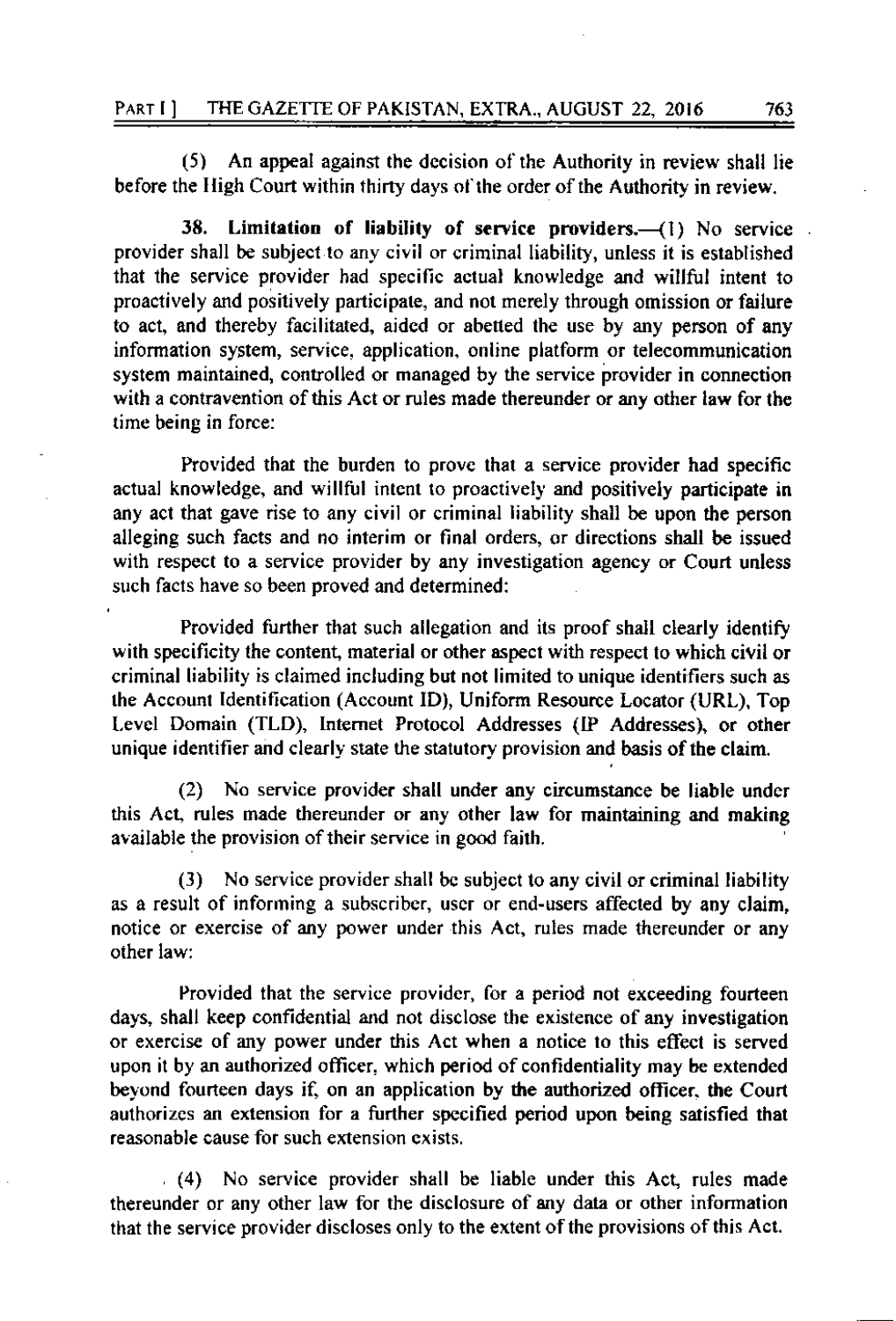(5) An appeal against the decision of the Authority in review shall lie before the High Court within thirty days of the order of the Authority in review.

**38. Limitation of liability of service providers.**—(1) No service provider shall be subject to any civil or criminal liability, unless it is established that the service provider had specific actual knowledge and willful intent to proactively and positively participate, and not merely through omission or failure to act, and thereby facilitated, aided or abetted the use by any person of any information system, service, application, online platform or telecommunication system maintained, controlled or managed by the service provider in connection with a contravention of this Act or rules made thereunder or any other law for the time being in force:

Provided that the burden to prove that a service provider had specific actual knowledge, and willful intent to proactively and positively participate in any act that gave rise to any civil or criminal liability shall be upon the person alleging such facts and no interim or final orders, or directions shall be issued with respect to a service provider by any investigation agency or Court unless such facts have so been proved and determined:

Provided further that such allegation and its proof shall clearly identify with specificity the content, material or other aspect with respect to which civil or criminal liability is claimed including but not limited to unique identifiers such as the Account Identification (Account ID), Uniform Resource Locator (URL), Top Level Domain (TLD), Internet Protocol Addresses (IP Addresses), or other unique identifier and clearly state the statutory provision and basis of the claim.

(2) No service provider shall under any circumstance be liable under this Act, rules made thereunder or any other law for maintaining and making available the provision of their service in good faith.

(3) No service provider shall be subject to any civil or criminal liability as a result of informing a subscriber, user or end-users affected by any claim, notice or exercise of any power under this Act, rules made thereunder or any other law:

Provided that the service provider, for a period not exceeding fourteen days, shall keep confidential and not disclose the existence of any investigation or exercise of any power under this Act when a notice to this effect is served upon it by an authorized officer, which period of confidentiality may be extended beyond fourteen days if, on an application by the authorized officer, the Court authorizes an extension for a further specified period upon being satisfied that reasonable cause for such extension exists.

(4) No service provider shall be liable under this Act, rules made thereunder or any other law for the disclosure of any data or other information that the service provider discloses only to the extent of the provisions of this Act.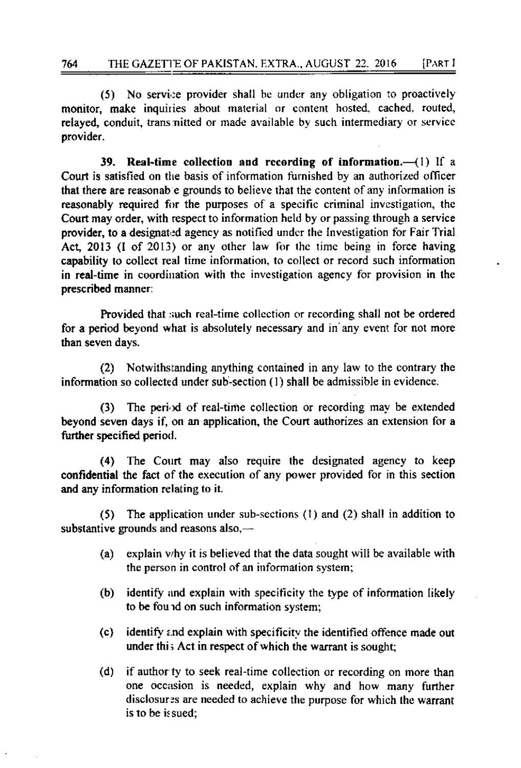(5) No service provider shall be under any obligation to proactively monitor, make inquiries about material or content hosted, cached, routed, relayed, conduit, transmitted or made available by such intermediary or service provider.

**39. Real-time collection and recording of information.**—(1) If a Court is satisfied on the basis of information furnished by an authorized officer that there are reasonable grounds to believe that the content of any information is reasonably required for the purposes of a specific criminal investigation, the Court may order, with respect to information held by or passing through a service provider, to a designated agency as notified under the Investigation for Fair Trial Act, 2013 (I of 2013) or any other law for the time being in force having capability to collect real time information, to collect or record such information in real-time in coordination with the investigation agency for provision in the prescribed manner:

Provided that such real-time collection or recording shall not be ordered for a period beyond what is absolutely necessary and in any event for not more than seven days.

(2) Notwithstanding anything contained in any law to the contrary the information so collected under sub-section (1) shall be admissible in evidence.

(3) The period of real-time collection or recording may be extended beyond seven days if, on an application, the Court authorizes an extension for a further specified period.

(4) The Court may also require the designated agency to keep confidential the fact of the execution of any power provided for in this section and any information relating to it.

(5) The application under sub-sections (1) and (2) shall in addition to substantive grounds and reasons also,—

(a) explain why it is believed that the data sought will be available with the person in control of an information system;

(b) identify and explain with specificity the type of information likely to be found on such information system;

(c) identify and explain with specificity the identified offence made out under this Act in respect of which the warrant is sought;

(d) if authority to seek real-time collection or recording on more than one occasion is needed, explain why and how many further disclosures are needed to achieve the purpose for which the warrant is to be issued;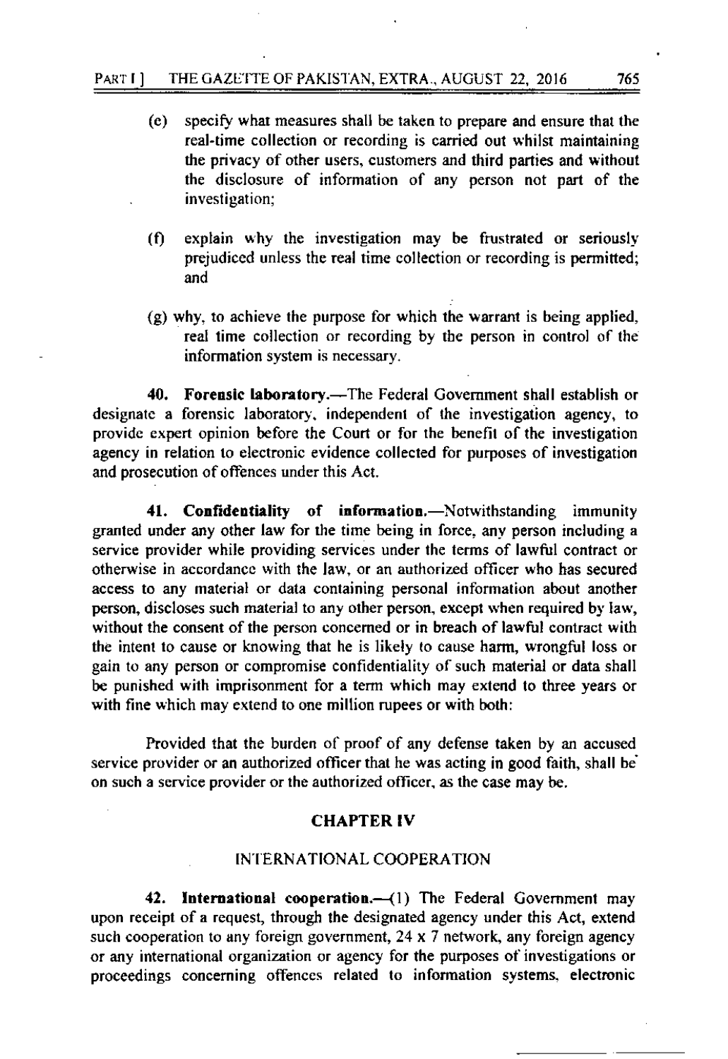(e) specify what measures shall be taken to prepare and ensure that the real-time collection or recording is carried out whilst maintaining the privacy of other users, customers and third parties and without the disclosure of information of any person not part of the investigation;

(f) explain why the investigation may be frustrated or seriously prejudiced unless the real time collection or recording is permitted; and

(g) why, to achieve the purpose for which the warrant is being applied, real time collection or recording by the person in control of the information system is necessary.

**40. Forensic laboratory.**—The Federal Government shall establish or designate a forensic laboratory, independent of the investigation agency, to provide expert opinion before the Court or for the benefit of the investigation agency in relation to electronic evidence collected for purposes of investigation and prosecution of offences under this Act.

**41. Confidentiality of information.**—Notwithstanding immunity granted under any other law for the time being in force, any person including a service provider while providing services under the terms of lawful contract or otherwise in accordance with the law, or an authorized officer who has secured access to any material or data containing personal information about another person, discloses such material to any other person, except when required by law, without the consent of the person concerned or in breach of lawful contract with the intent to cause or knowing that he is likely to cause harm, wrongful loss or gain to any person or compromise confidentiality of such material or data shall be punished with imprisonment for a term which may extend to three years or with fine which may extend to one million rupees or with both:

Provided that the burden of proof of any defense taken by an accused service provider or an authorized officer that he was acting in good faith, shall be on such a service provider or the authorized officer, as the case may be.

## CHAPTER IV

### INTERNATIONAL COOPERATION

**42. International cooperation.**—(1) The Federal Government may upon receipt of a request, through the designated agency under this Act, extend such cooperation to any foreign government, 24 x 7 network, any foreign agency or any international organization or agency for the purposes of investigations or proceedings concerning offences related to information systems, electronic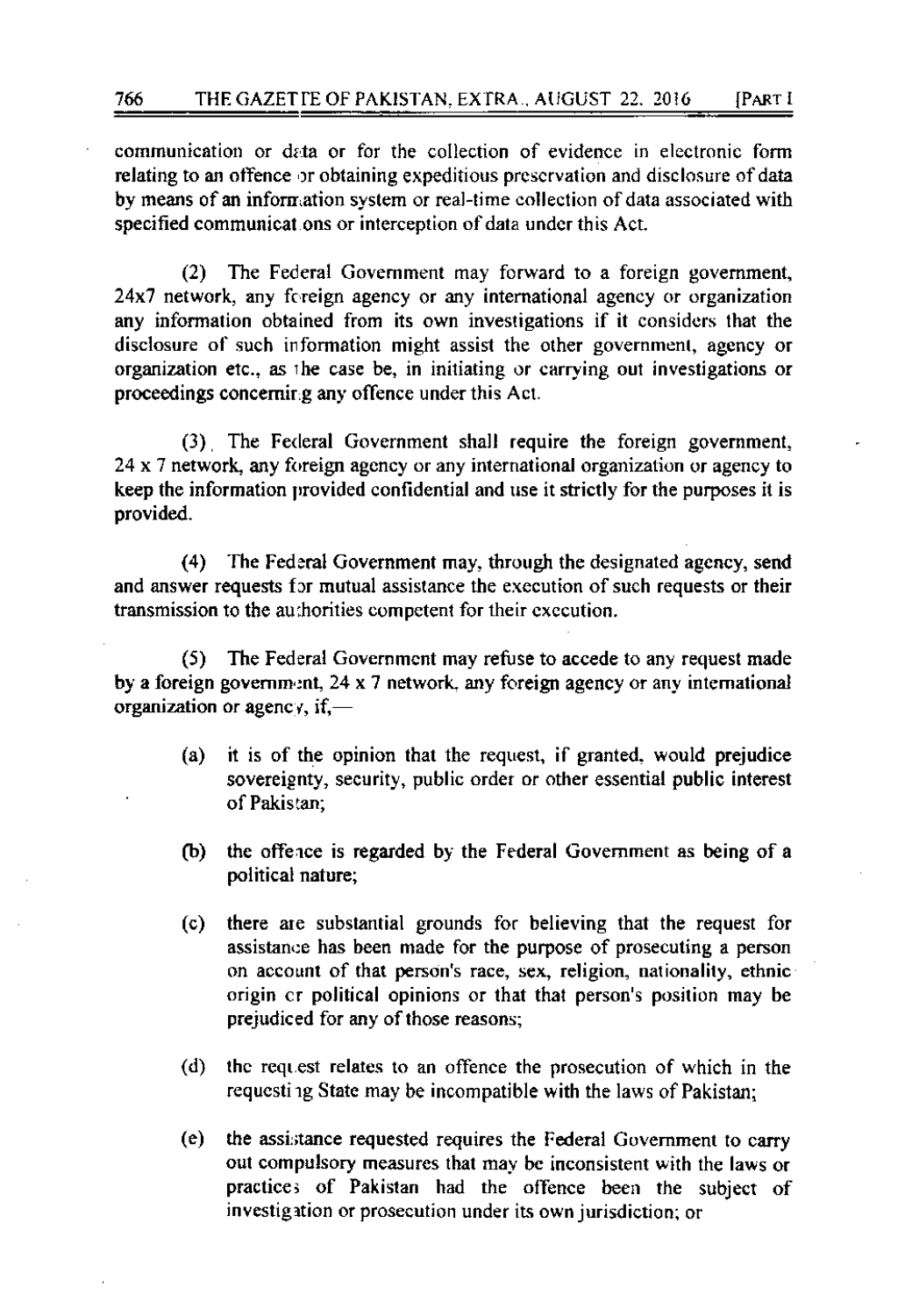communication or data or for the collection of evidence in electronic form relating to an offence or obtaining expeditious preservation and disclosure of data by means of an information system or real-time collection of data associated with specified communications or interception of data under this Act.

(2) The Federal Government may forward to a foreign government, 24x7 network, any foreign agency or any international agency or organization any information obtained from its own investigations if it considers that the disclosure of such information might assist the other government, agency or organization etc., as the case be, in initiating or carrying out investigations or proceedings concerning any offence under this Act.

(3) The Federal Government shall require the foreign government, 24 x 7 network, any foreign agency or any international organization or agency to keep the information provided confidential and use it strictly for the purposes it is provided.

(4) The Federal Government may, through the designated agency, send and answer requests for mutual assistance the execution of such requests or their transmission to the authorities competent for their execution.

(5) The Federal Government may refuse to accede to any request made by a foreign government, 24 x 7 network, any foreign agency or any international organization or agency, if,—

(a) it is of the opinion that the request, if granted, would prejudice sovereignty, security, public order or other essential public interest of Pakistan;

(b) the offence is regarded by the Federal Government as being of a political nature;

(c) there are substantial grounds for believing that the request for assistance has been made for the purpose of prosecuting a person on account of that person's race, sex, religion, nationality, ethnic origin or political opinions or that that person's position may be prejudiced for any of those reasons;

(d) the request relates to an offence the prosecution of which in the requesting State may be incompatible with the laws of Pakistan;

(e) the assistance requested requires the Federal Government to carry out compulsory measures that may be inconsistent with the laws or practices of Pakistan had the offence been the subject of investigation or prosecution under its own jurisdiction; or